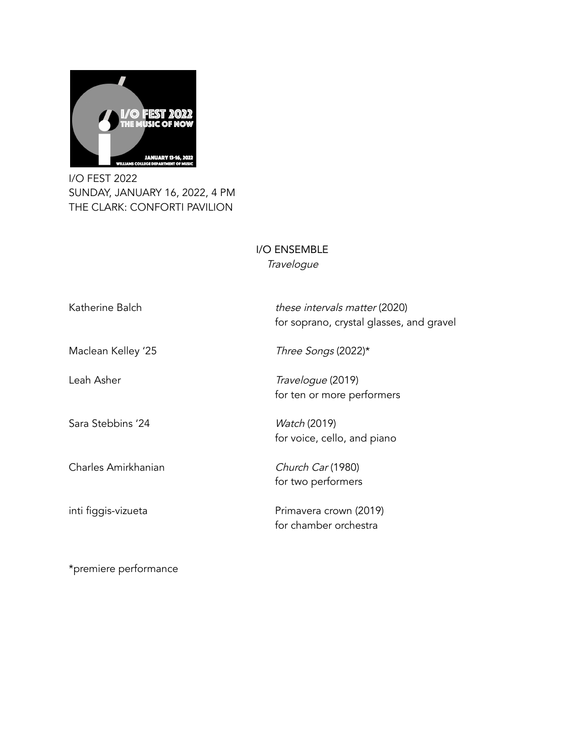I/O FEST 2022
SUNDAY, JANUARY 16, 2022, 4 PM
THE CLARK: CONFORTI PAVILION

## I/O ENSEMBLE

*Travelogue*

Katherine Balch — *these intervals matter* (2020)
for soprano, crystal glasses, and gravel

Maclean Kelley '25 — *Three Songs* (2022)*

Leah Asher — *Travelogue* (2019)
for ten or more performers

Sara Stebbins '24 — *Watch* (2019)
for voice, cello, and piano

Charles Amirkhanian — *Church Car* (1980)
for two performers

inti figgis-vizueta — Primavera crown (2019)
for chamber orchestra

*premiere performance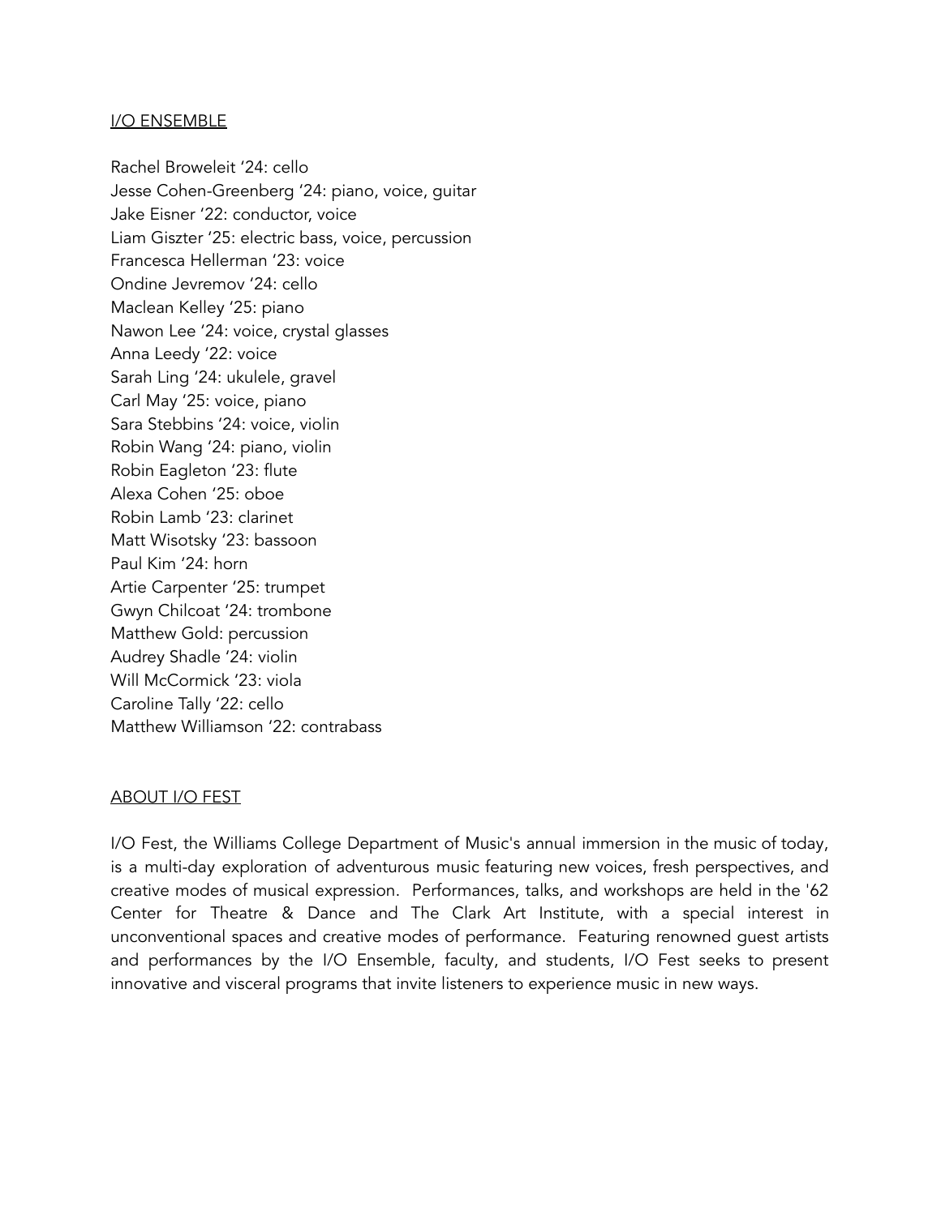I/O ENSEMBLE

Rachel Broweleit '24: cello
Jesse Cohen-Greenberg '24: piano, voice, guitar
Jake Eisner '22: conductor, voice
Liam Giszter '25: electric bass, voice, percussion
Francesca Hellerman '23: voice
Ondine Jevremov '24: cello
Maclean Kelley '25: piano
Nawon Lee '24: voice, crystal glasses
Anna Leedy '22: voice
Sarah Ling '24: ukulele, gravel
Carl May '25: voice, piano
Sara Stebbins '24: voice, violin
Robin Wang '24: piano, violin
Robin Eagleton '23: flute
Alexa Cohen '25: oboe
Robin Lamb '23: clarinet
Matt Wisotsky '23: bassoon
Paul Kim '24: horn
Artie Carpenter '25: trumpet
Gwyn Chilcoat '24: trombone
Matthew Gold: percussion
Audrey Shadle '24: violin
Will McCormick '23: viola
Caroline Tally '22: cello
Matthew Williamson '22: contrabass

ABOUT I/O FEST

I/O Fest, the Williams College Department of Music's annual immersion in the music of today, is a multi-day exploration of adventurous music featuring new voices, fresh perspectives, and creative modes of musical expression. Performances, talks, and workshops are held in the '62 Center for Theatre & Dance and The Clark Art Institute, with a special interest in unconventional spaces and creative modes of performance. Featuring renowned guest artists and performances by the I/O Ensemble, faculty, and students, I/O Fest seeks to present innovative and visceral programs that invite listeners to experience music in new ways.